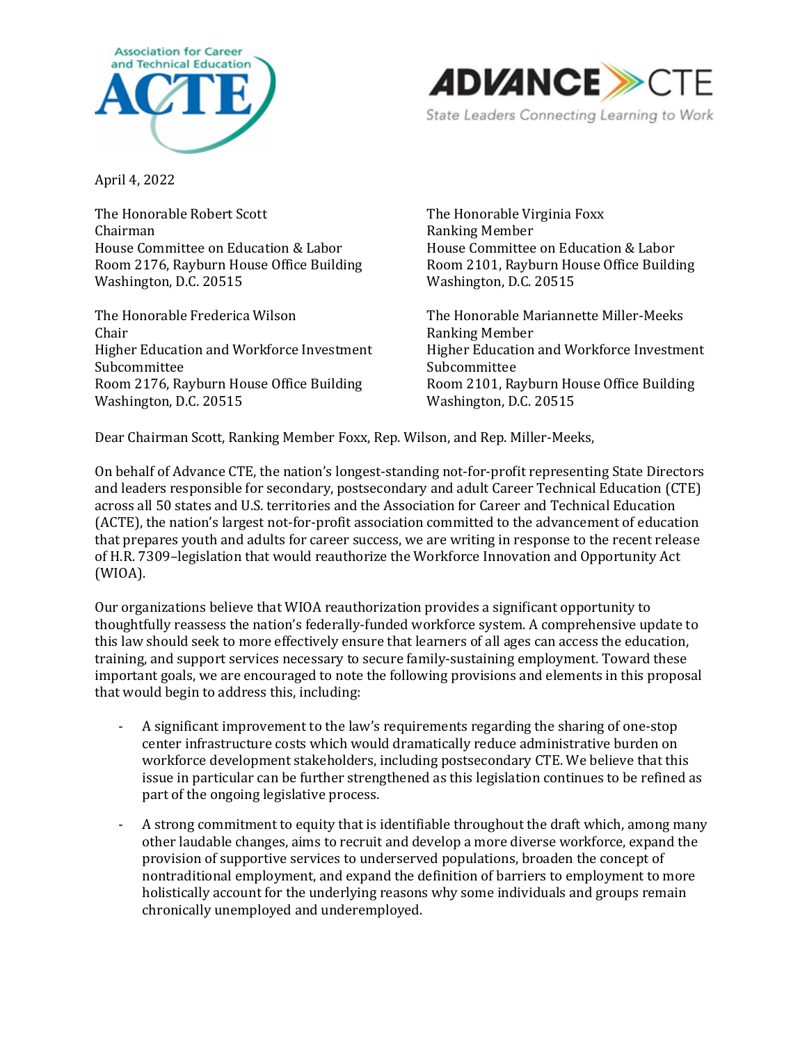April 4, 2022

The Honorable Robert Scott
Chairman
House Committee on Education & Labor
Room 2176, Rayburn House Office Building
Washington, D.C. 20515

The Honorable Virginia Foxx
Ranking Member
House Committee on Education & Labor
Room 2101, Rayburn House Office Building
Washington, D.C. 20515

The Honorable Frederica Wilson
Chair
Higher Education and Workforce Investment Subcommittee
Room 2176, Rayburn House Office Building
Washington, D.C. 20515

The Honorable Mariannette Miller-Meeks
Ranking Member
Higher Education and Workforce Investment Subcommittee
Room 2101, Rayburn House Office Building
Washington, D.C. 20515

Dear Chairman Scott, Ranking Member Foxx, Rep. Wilson, and Rep. Miller-Meeks,

On behalf of Advance CTE, the nation's longest-standing not-for-profit representing State Directors and leaders responsible for secondary, postsecondary and adult Career Technical Education (CTE) across all 50 states and U.S. territories and the Association for Career and Technical Education (ACTE), the nation's largest not-for-profit association committed to the advancement of education that prepares youth and adults for career success, we are writing in response to the recent release of H.R. 7309–legislation that would reauthorize the Workforce Innovation and Opportunity Act (WIOA).

Our organizations believe that WIOA reauthorization provides a significant opportunity to thoughtfully reassess the nation's federally-funded workforce system. A comprehensive update to this law should seek to more effectively ensure that learners of all ages can access the education, training, and support services necessary to secure family-sustaining employment. Toward these important goals, we are encouraged to note the following provisions and elements in this proposal that would begin to address this, including:

- A significant improvement to the law's requirements regarding the sharing of one-stop center infrastructure costs which would dramatically reduce administrative burden on workforce development stakeholders, including postsecondary CTE. We believe that this issue in particular can be further strengthened as this legislation continues to be refined as part of the ongoing legislative process.

- A strong commitment to equity that is identifiable throughout the draft which, among many other laudable changes, aims to recruit and develop a more diverse workforce, expand the provision of supportive services to underserved populations, broaden the concept of nontraditional employment, and expand the definition of barriers to employment to more holistically account for the underlying reasons why some individuals and groups remain chronically unemployed and underemployed.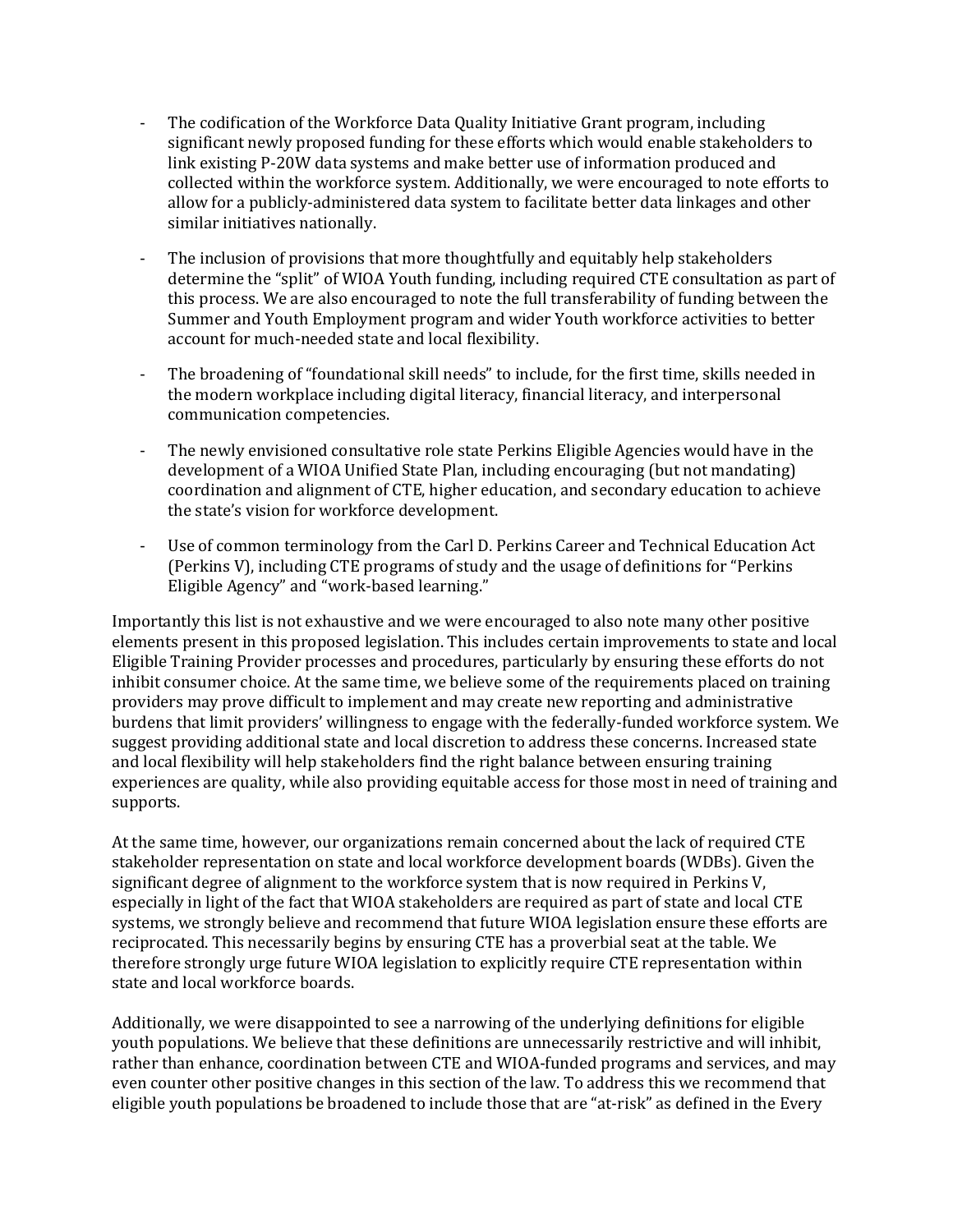- The codification of the Workforce Data Quality Initiative Grant program, including significant newly proposed funding for these efforts which would enable stakeholders to link existing P-20W data systems and make better use of information produced and collected within the workforce system. Additionally, we were encouraged to note efforts to allow for a publicly-administered data system to facilitate better data linkages and other similar initiatives nationally.

- The inclusion of provisions that more thoughtfully and equitably help stakeholders determine the "split" of WIOA Youth funding, including required CTE consultation as part of this process. We are also encouraged to note the full transferability of funding between the Summer and Youth Employment program and wider Youth workforce activities to better account for much-needed state and local flexibility.

- The broadening of "foundational skill needs" to include, for the first time, skills needed in the modern workplace including digital literacy, financial literacy, and interpersonal communication competencies.

- The newly envisioned consultative role state Perkins Eligible Agencies would have in the development of a WIOA Unified State Plan, including encouraging (but not mandating) coordination and alignment of CTE, higher education, and secondary education to achieve the state's vision for workforce development.

- Use of common terminology from the Carl D. Perkins Career and Technical Education Act (Perkins V), including CTE programs of study and the usage of definitions for "Perkins Eligible Agency" and "work-based learning."

Importantly this list is not exhaustive and we were encouraged to also note many other positive elements present in this proposed legislation. This includes certain improvements to state and local Eligible Training Provider processes and procedures, particularly by ensuring these efforts do not inhibit consumer choice. At the same time, we believe some of the requirements placed on training providers may prove difficult to implement and may create new reporting and administrative burdens that limit providers' willingness to engage with the federally-funded workforce system. We suggest providing additional state and local discretion to address these concerns. Increased state and local flexibility will help stakeholders find the right balance between ensuring training experiences are quality, while also providing equitable access for those most in need of training and supports.

At the same time, however, our organizations remain concerned about the lack of required CTE stakeholder representation on state and local workforce development boards (WDBs). Given the significant degree of alignment to the workforce system that is now required in Perkins V, especially in light of the fact that WIOA stakeholders are required as part of state and local CTE systems, we strongly believe and recommend that future WIOA legislation ensure these efforts are reciprocated. This necessarily begins by ensuring CTE has a proverbial seat at the table. We therefore strongly urge future WIOA legislation to explicitly require CTE representation within state and local workforce boards.

Additionally, we were disappointed to see a narrowing of the underlying definitions for eligible youth populations. We believe that these definitions are unnecessarily restrictive and will inhibit, rather than enhance, coordination between CTE and WIOA-funded programs and services, and may even counter other positive changes in this section of the law. To address this we recommend that eligible youth populations be broadened to include those that are "at-risk" as defined in the Every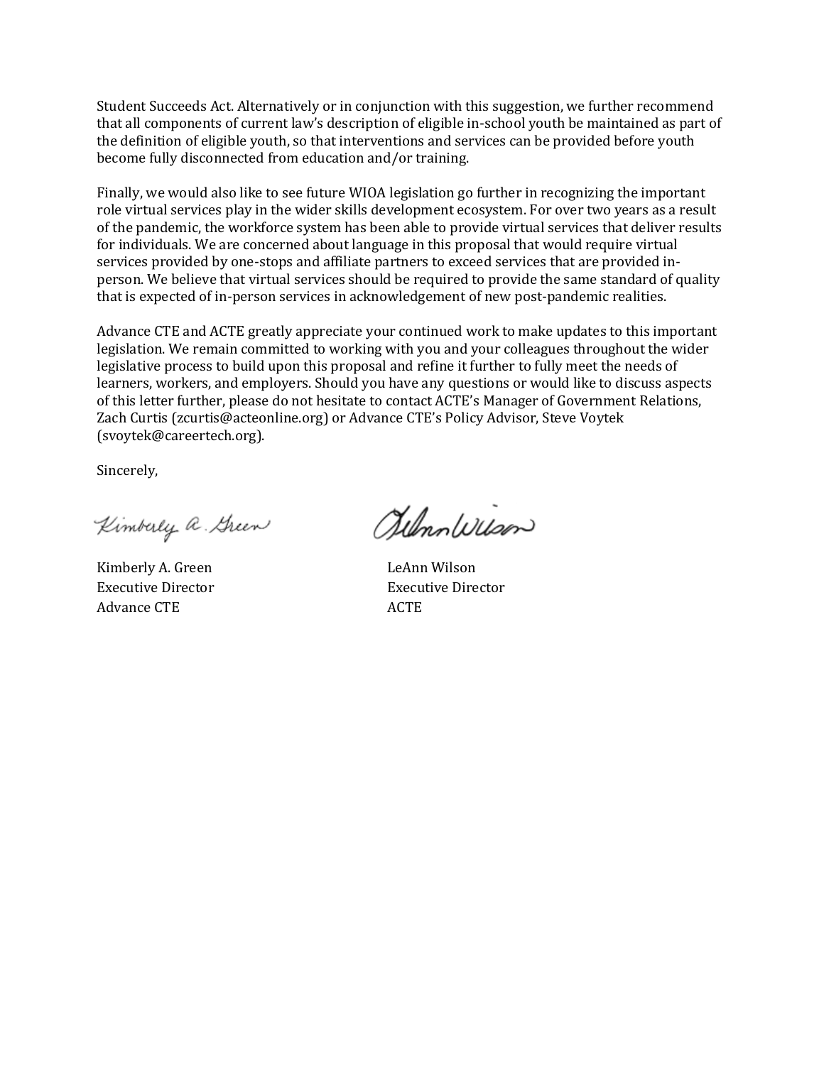Student Succeeds Act. Alternatively or in conjunction with this suggestion, we further recommend that all components of current law's description of eligible in-school youth be maintained as part of the definition of eligible youth, so that interventions and services can be provided before youth become fully disconnected from education and/or training.

Finally, we would also like to see future WIOA legislation go further in recognizing the important role virtual services play in the wider skills development ecosystem. For over two years as a result of the pandemic, the workforce system has been able to provide virtual services that deliver results for individuals. We are concerned about language in this proposal that would require virtual services provided by one-stops and affiliate partners to exceed services that are provided in-person. We believe that virtual services should be required to provide the same standard of quality that is expected of in-person services in acknowledgement of new post-pandemic realities.

Advance CTE and ACTE greatly appreciate your continued work to make updates to this important legislation. We remain committed to working with you and your colleagues throughout the wider legislative process to build upon this proposal and refine it further to fully meet the needs of learners, workers, and employers. Should you have any questions or would like to discuss aspects of this letter further, please do not hesitate to contact ACTE's Manager of Government Relations, Zach Curtis (zcurtis@acteonline.org) or Advance CTE's Policy Advisor, Steve Voytek (svoytek@careertech.org).

Sincerely,

Kimberly A. Green
Executive Director
Advance CTE

LeAnn Wilson
Executive Director
ACTE